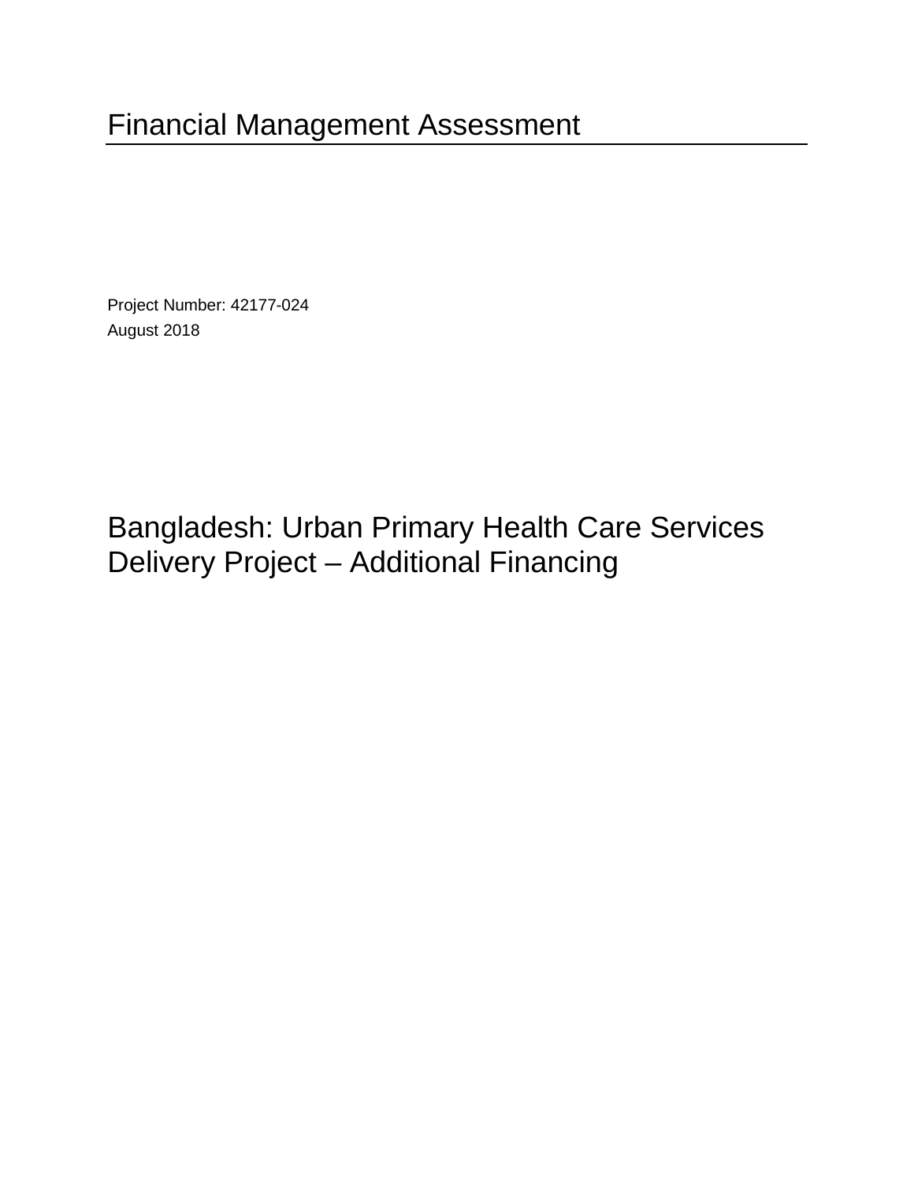# Financial Management Assessment

Project Number: 42177-024
August 2018

# Bangladesh: Urban Primary Health Care Services Delivery Project – Additional Financing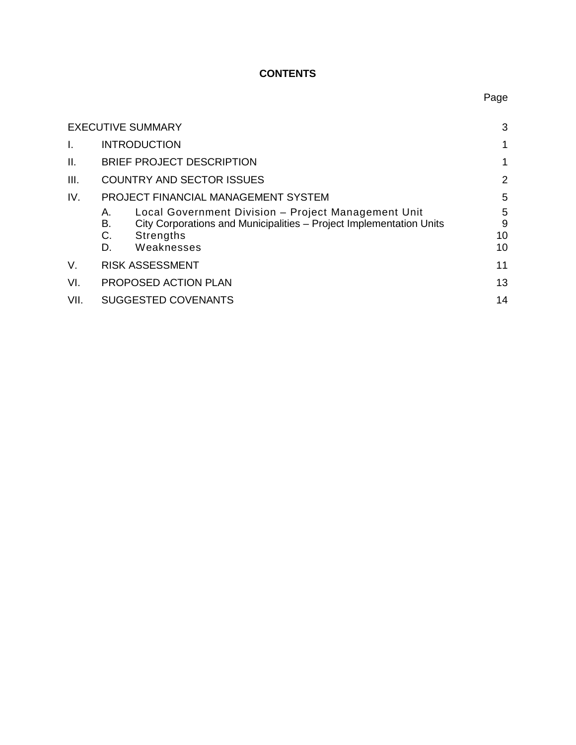**CONTENTS**

| | | Page |
|---|---|---|
| EXECUTIVE SUMMARY | | 3 |
| I. | INTRODUCTION | 1 |
| II. | BRIEF PROJECT DESCRIPTION | 1 |
| III. | COUNTRY AND SECTOR ISSUES | 2 |
| IV. | PROJECT FINANCIAL MANAGEMENT SYSTEM | 5 |
| | A. Local Government Division – Project Management Unit | 5 |
| | B. City Corporations and Municipalities – Project Implementation Units | 9 |
| | C. Strengths | 10 |
| | D. Weaknesses | 10 |
| V. | RISK ASSESSMENT | 11 |
| VI. | PROPOSED ACTION PLAN | 13 |
| VII. | SUGGESTED COVENANTS | 14 |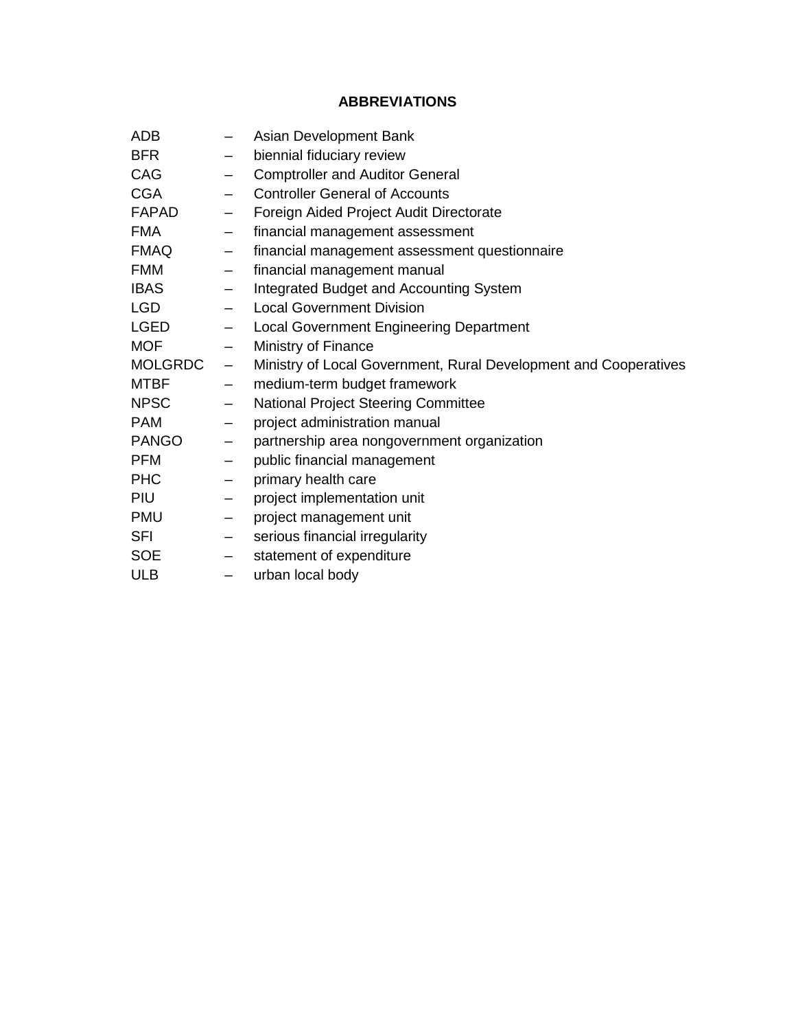# ABBREVIATIONS

| | | |
|---|---|---|
| ADB | – | Asian Development Bank |
| BFR | – | biennial fiduciary review |
| CAG | – | Comptroller and Auditor General |
| CGA | – | Controller General of Accounts |
| FAPAD | – | Foreign Aided Project Audit Directorate |
| FMA | – | financial management assessment |
| FMAQ | – | financial management assessment questionnaire |
| FMM | – | financial management manual |
| IBAS | – | Integrated Budget and Accounting System |
| LGD | – | Local Government Division |
| LGED | – | Local Government Engineering Department |
| MOF | – | Ministry of Finance |
| MOLGRDC | – | Ministry of Local Government, Rural Development and Cooperatives |
| MTBF | – | medium-term budget framework |
| NPSC | – | National Project Steering Committee |
| PAM | – | project administration manual |
| PANGO | – | partnership area nongovernment organization |
| PFM | – | public financial management |
| PHC | – | primary health care |
| PIU | – | project implementation unit |
| PMU | – | project management unit |
| SFI | – | serious financial irregularity |
| SOE | – | statement of expenditure |
| ULB | – | urban local body |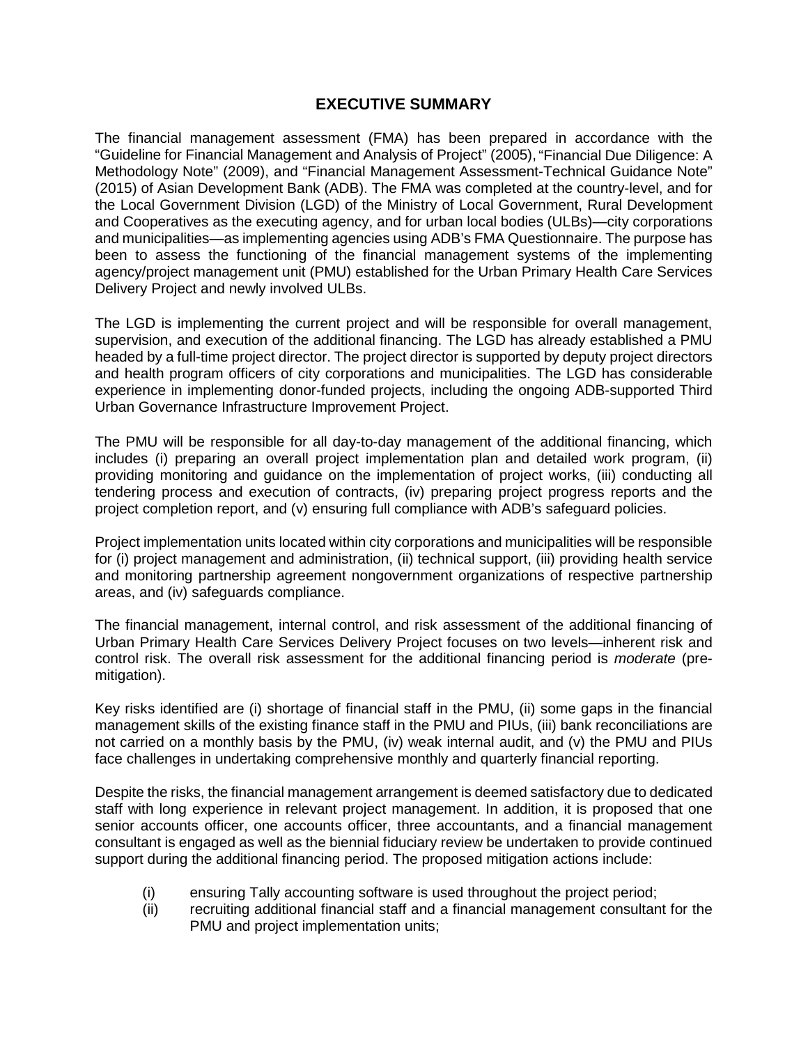# EXECUTIVE SUMMARY

The financial management assessment (FMA) has been prepared in accordance with the "Guideline for Financial Management and Analysis of Project" (2005), "Financial Due Diligence: A Methodology Note" (2009), and "Financial Management Assessment-Technical Guidance Note" (2015) of Asian Development Bank (ADB). The FMA was completed at the country-level, and for the Local Government Division (LGD) of the Ministry of Local Government, Rural Development and Cooperatives as the executing agency, and for urban local bodies (ULBs)—city corporations and municipalities—as implementing agencies using ADB's FMA Questionnaire. The purpose has been to assess the functioning of the financial management systems of the implementing agency/project management unit (PMU) established for the Urban Primary Health Care Services Delivery Project and newly involved ULBs.

The LGD is implementing the current project and will be responsible for overall management, supervision, and execution of the additional financing. The LGD has already established a PMU headed by a full-time project director. The project director is supported by deputy project directors and health program officers of city corporations and municipalities. The LGD has considerable experience in implementing donor-funded projects, including the ongoing ADB-supported Third Urban Governance Infrastructure Improvement Project.

The PMU will be responsible for all day-to-day management of the additional financing, which includes (i) preparing an overall project implementation plan and detailed work program, (ii) providing monitoring and guidance on the implementation of project works, (iii) conducting all tendering process and execution of contracts, (iv) preparing project progress reports and the project completion report, and (v) ensuring full compliance with ADB's safeguard policies.

Project implementation units located within city corporations and municipalities will be responsible for (i) project management and administration, (ii) technical support, (iii) providing health service and monitoring partnership agreement nongovernment organizations of respective partnership areas, and (iv) safeguards compliance.

The financial management, internal control, and risk assessment of the additional financing of Urban Primary Health Care Services Delivery Project focuses on two levels—inherent risk and control risk. The overall risk assessment for the additional financing period is *moderate* (pre-mitigation).

Key risks identified are (i) shortage of financial staff in the PMU, (ii) some gaps in the financial management skills of the existing finance staff in the PMU and PIUs, (iii) bank reconciliations are not carried on a monthly basis by the PMU, (iv) weak internal audit, and (v) the PMU and PIUs face challenges in undertaking comprehensive monthly and quarterly financial reporting.

Despite the risks, the financial management arrangement is deemed satisfactory due to dedicated staff with long experience in relevant project management. In addition, it is proposed that one senior accounts officer, one accounts officer, three accountants, and a financial management consultant is engaged as well as the biennial fiduciary review be undertaken to provide continued support during the additional financing period. The proposed mitigation actions include:

(i) ensuring Tally accounting software is used throughout the project period;
(ii) recruiting additional financial staff and a financial management consultant for the PMU and project implementation units;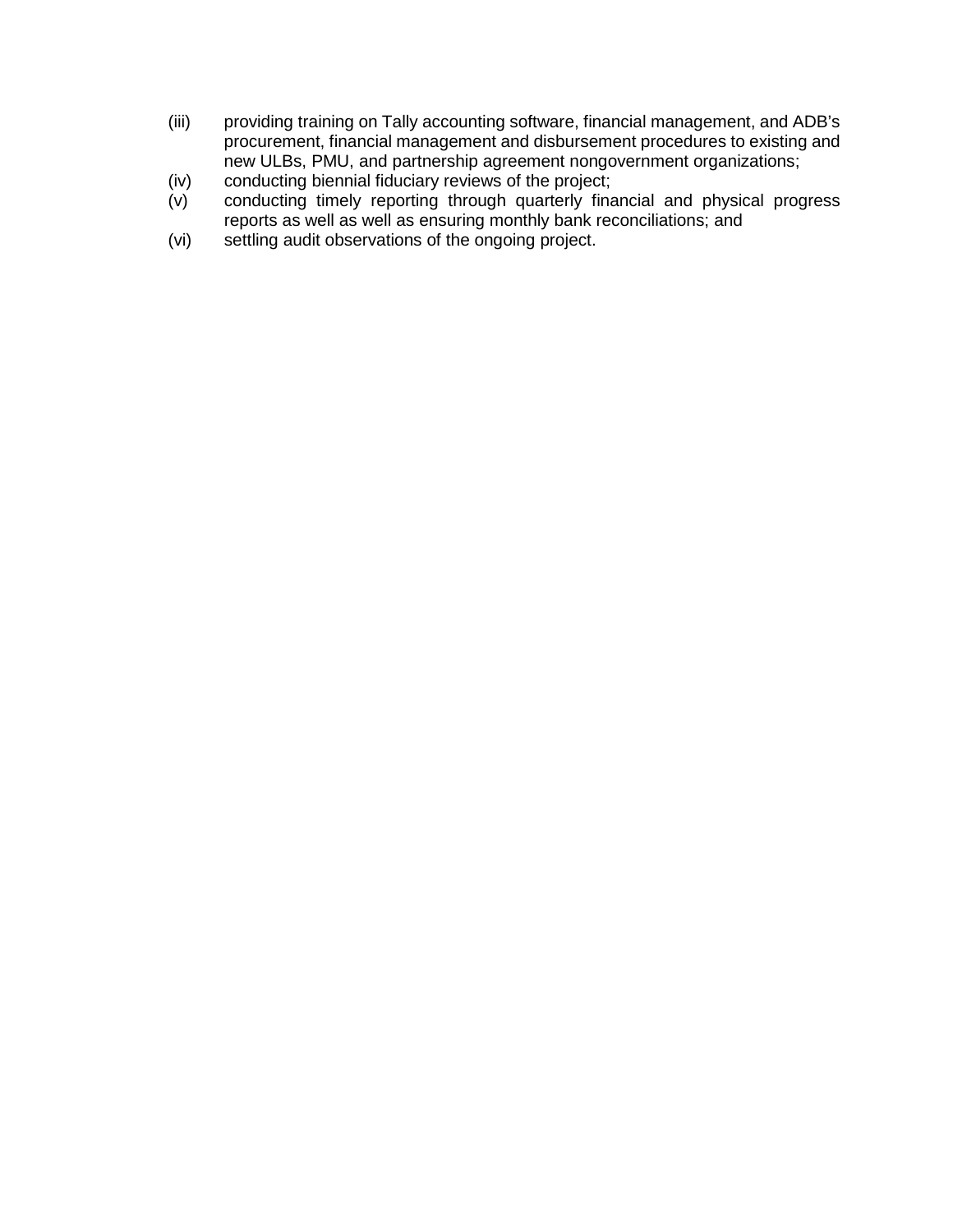(iii) providing training on Tally accounting software, financial management, and ADB's procurement, financial management and disbursement procedures to existing and new ULBs, PMU, and partnership agreement nongovernment organizations;

(iv) conducting biennial fiduciary reviews of the project;

(v) conducting timely reporting through quarterly financial and physical progress reports as well as well as ensuring monthly bank reconciliations; and

(vi) settling audit observations of the ongoing project.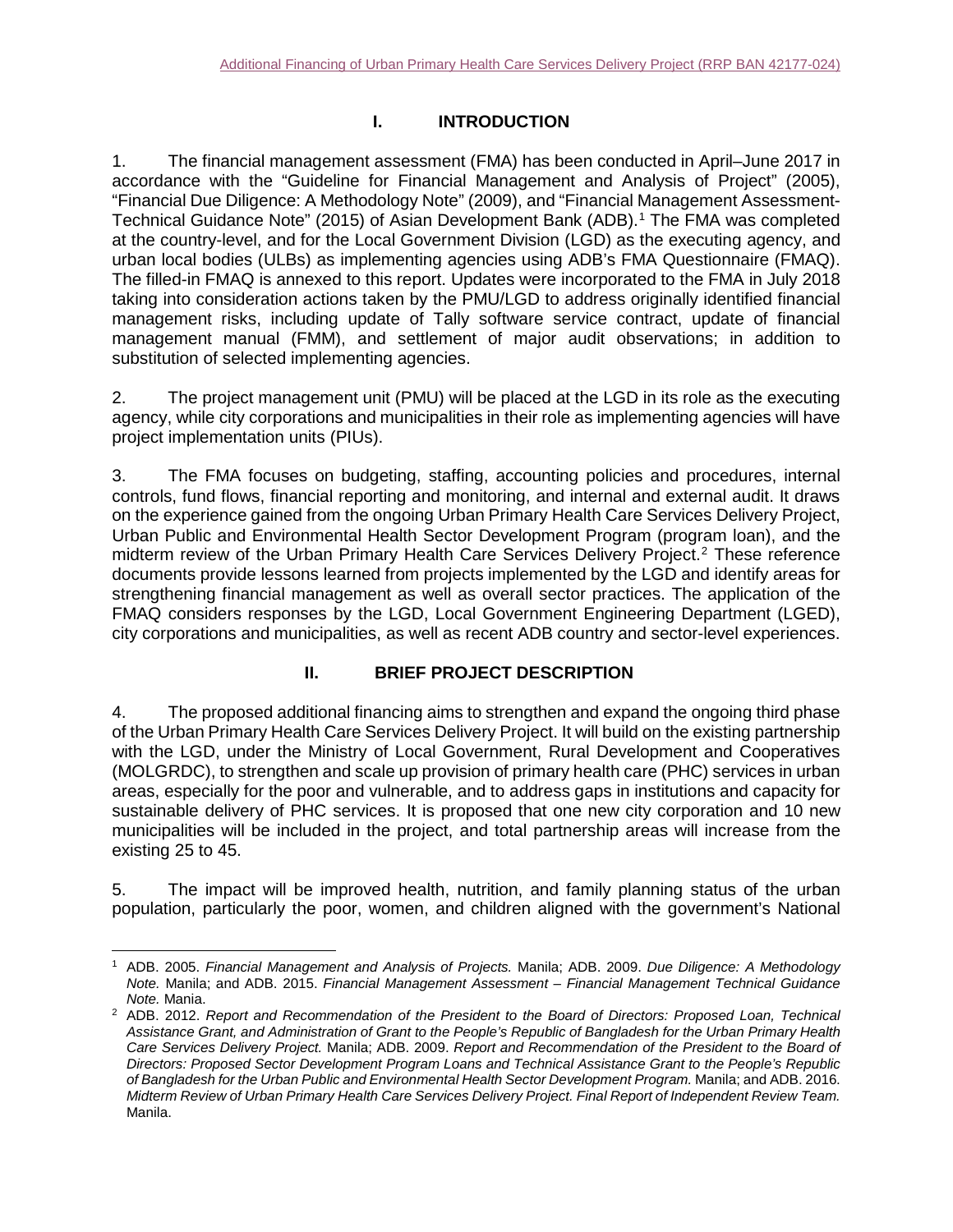## I. INTRODUCTION

1. The financial management assessment (FMA) has been conducted in April–June 2017 in accordance with the "Guideline for Financial Management and Analysis of Project" (2005), "Financial Due Diligence: A Methodology Note" (2009), and "Financial Management Assessment-Technical Guidance Note" (2015) of Asian Development Bank (ADB).[1] The FMA was completed at the country-level, and for the Local Government Division (LGD) as the executing agency, and urban local bodies (ULBs) as implementing agencies using ADB's FMA Questionnaire (FMAQ). The filled-in FMAQ is annexed to this report. Updates were incorporated to the FMA in July 2018 taking into consideration actions taken by the PMU/LGD to address originally identified financial management risks, including update of Tally software service contract, update of financial management manual (FMM), and settlement of major audit observations; in addition to substitution of selected implementing agencies.

2. The project management unit (PMU) will be placed at the LGD in its role as the executing agency, while city corporations and municipalities in their role as implementing agencies will have project implementation units (PIUs).

3. The FMA focuses on budgeting, staffing, accounting policies and procedures, internal controls, fund flows, financial reporting and monitoring, and internal and external audit. It draws on the experience gained from the ongoing Urban Primary Health Care Services Delivery Project, Urban Public and Environmental Health Sector Development Program (program loan), and the midterm review of the Urban Primary Health Care Services Delivery Project.[2] These reference documents provide lessons learned from projects implemented by the LGD and identify areas for strengthening financial management as well as overall sector practices. The application of the FMAQ considers responses by the LGD, Local Government Engineering Department (LGED), city corporations and municipalities, as well as recent ADB country and sector-level experiences.

## II. BRIEF PROJECT DESCRIPTION

4. The proposed additional financing aims to strengthen and expand the ongoing third phase of the Urban Primary Health Care Services Delivery Project. It will build on the existing partnership with the LGD, under the Ministry of Local Government, Rural Development and Cooperatives (MOLGRDC), to strengthen and scale up provision of primary health care (PHC) services in urban areas, especially for the poor and vulnerable, and to address gaps in institutions and capacity for sustainable delivery of PHC services. It is proposed that one new city corporation and 10 new municipalities will be included in the project, and total partnership areas will increase from the existing 25 to 45.

5. The impact will be improved health, nutrition, and family planning status of the urban population, particularly the poor, women, and children aligned with the government's National

---

[1] ADB. 2005. *Financial Management and Analysis of Projects.* Manila; ADB. 2009. *Due Diligence: A Methodology Note.* Manila; and ADB. 2015. *Financial Management Assessment – Financial Management Technical Guidance Note.* Mania.

[2] ADB. 2012. *Report and Recommendation of the President to the Board of Directors: Proposed Loan, Technical Assistance Grant, and Administration of Grant to the People's Republic of Bangladesh for the Urban Primary Health Care Services Delivery Project.* Manila; ADB. 2009. *Report and Recommendation of the President to the Board of Directors: Proposed Sector Development Program Loans and Technical Assistance Grant to the People's Republic of Bangladesh for the Urban Public and Environmental Health Sector Development Program.* Manila; and ADB. 2016. *Midterm Review of Urban Primary Health Care Services Delivery Project. Final Report of Independent Review Team.* Manila.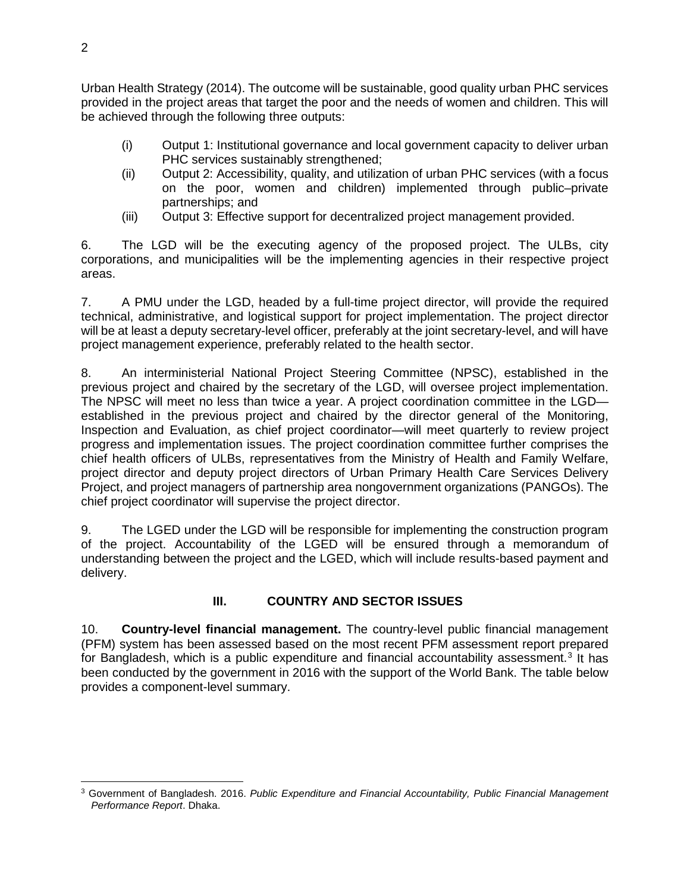Urban Health Strategy (2014). The outcome will be sustainable, good quality urban PHC services provided in the project areas that target the poor and the needs of women and children. This will be achieved through the following three outputs:

(i) Output 1: Institutional governance and local government capacity to deliver urban PHC services sustainably strengthened;
(ii) Output 2: Accessibility, quality, and utilization of urban PHC services (with a focus on the poor, women and children) implemented through public–private partnerships; and
(iii) Output 3: Effective support for decentralized project management provided.

6. The LGD will be the executing agency of the proposed project. The ULBs, city corporations, and municipalities will be the implementing agencies in their respective project areas.

7. A PMU under the LGD, headed by a full-time project director, will provide the required technical, administrative, and logistical support for project implementation. The project director will be at least a deputy secretary-level officer, preferably at the joint secretary-level, and will have project management experience, preferably related to the health sector.

8. An interministerial National Project Steering Committee (NPSC), established in the previous project and chaired by the secretary of the LGD, will oversee project implementation. The NPSC will meet no less than twice a year. A project coordination committee in the LGD—established in the previous project and chaired by the director general of the Monitoring, Inspection and Evaluation, as chief project coordinator—will meet quarterly to review project progress and implementation issues. The project coordination committee further comprises the chief health officers of ULBs, representatives from the Ministry of Health and Family Welfare, project director and deputy project directors of Urban Primary Health Care Services Delivery Project, and project managers of partnership area nongovernment organizations (PANGOs). The chief project coordinator will supervise the project director.

9. The LGED under the LGD will be responsible for implementing the construction program of the project. Accountability of the LGED will be ensured through a memorandum of understanding between the project and the LGED, which will include results-based payment and delivery.

## III. COUNTRY AND SECTOR ISSUES

10. **Country-level financial management.** The country-level public financial management (PFM) system has been assessed based on the most recent PFM assessment report prepared for Bangladesh, which is a public expenditure and financial accountability assessment.[3] It has been conducted by the government in 2016 with the support of the World Bank. The table below provides a component-level summary.

---

[3] Government of Bangladesh. 2016. *Public Expenditure and Financial Accountability, Public Financial Management Performance Report*. Dhaka.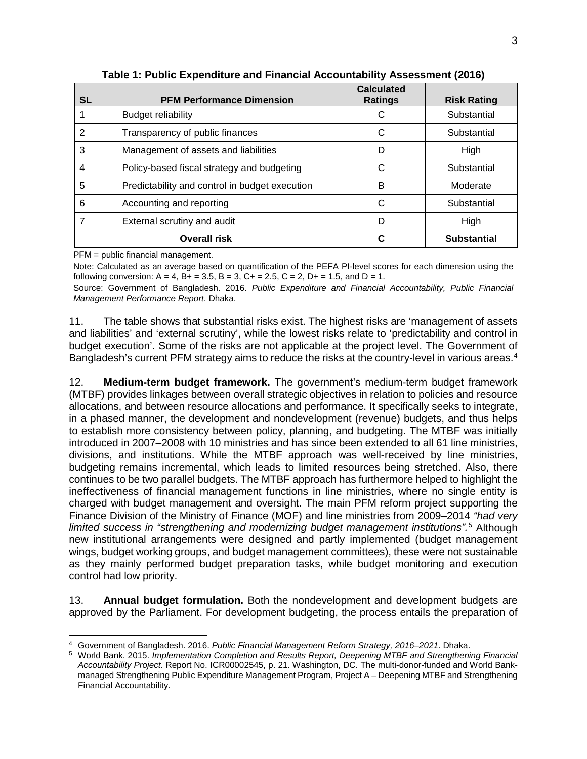**Table 1: Public Expenditure and Financial Accountability Assessment (2016)**

| SL | PFM Performance Dimension | Calculated Ratings | Risk Rating |
|---|---|---|---|
| 1 | Budget reliability | C | Substantial |
| 2 | Transparency of public finances | C | Substantial |
| 3 | Management of assets and liabilities | D | High |
| 4 | Policy-based fiscal strategy and budgeting | C | Substantial |
| 5 | Predictability and control in budget execution | B | Moderate |
| 6 | Accounting and reporting | C | Substantial |
| 7 | External scrutiny and audit | D | High |
| **Overall risk** | | **C** | **Substantial** |

PFM = public financial management.

Note: Calculated as an average based on quantification of the PEFA PI-level scores for each dimension using the following conversion: A = 4, B+ = 3.5, B = 3, C+ = 2.5, C = 2, D+ = 1.5, and D = 1.

Source: Government of Bangladesh. 2016. *Public Expenditure and Financial Accountability, Public Financial Management Performance Report*. Dhaka.

11. The table shows that substantial risks exist. The highest risks are 'management of assets and liabilities' and 'external scrutiny', while the lowest risks relate to 'predictability and control in budget execution'. Some of the risks are not applicable at the project level. The Government of Bangladesh's current PFM strategy aims to reduce the risks at the country-level in various areas.[4]

12. **Medium-term budget framework.** The government's medium-term budget framework (MTBF) provides linkages between overall strategic objectives in relation to policies and resource allocations, and between resource allocations and performance. It specifically seeks to integrate, in a phased manner, the development and nondevelopment (revenue) budgets, and thus helps to establish more consistency between policy, planning, and budgeting. The MTBF was initially introduced in 2007–2008 with 10 ministries and has since been extended to all 61 line ministries, divisions, and institutions. While the MTBF approach was well-received by line ministries, budgeting remains incremental, which leads to limited resources being stretched. Also, there continues to be two parallel budgets. The MTBF approach has furthermore helped to highlight the ineffectiveness of financial management functions in line ministries, where no single entity is charged with budget management and oversight. The main PFM reform project supporting the Finance Division of the Ministry of Finance (MOF) and line ministries from 2009–2014 *"had very limited success in "strengthening and modernizing budget management institutions".*[5] Although new institutional arrangements were designed and partly implemented (budget management wings, budget working groups, and budget management committees), these were not sustainable as they mainly performed budget preparation tasks, while budget monitoring and execution control had low priority.

13. **Annual budget formulation.** Both the nondevelopment and development budgets are approved by the Parliament. For development budgeting, the process entails the preparation of

---

[4] Government of Bangladesh. 2016. *Public Financial Management Reform Strategy, 2016–2021*. Dhaka.

[5] World Bank. 2015. *Implementation Completion and Results Report, Deepening MTBF and Strengthening Financial Accountability Project*. Report No. ICR00002545, p. 21. Washington, DC. The multi-donor-funded and World Bank-managed Strengthening Public Expenditure Management Program, Project A – Deepening MTBF and Strengthening Financial Accountability.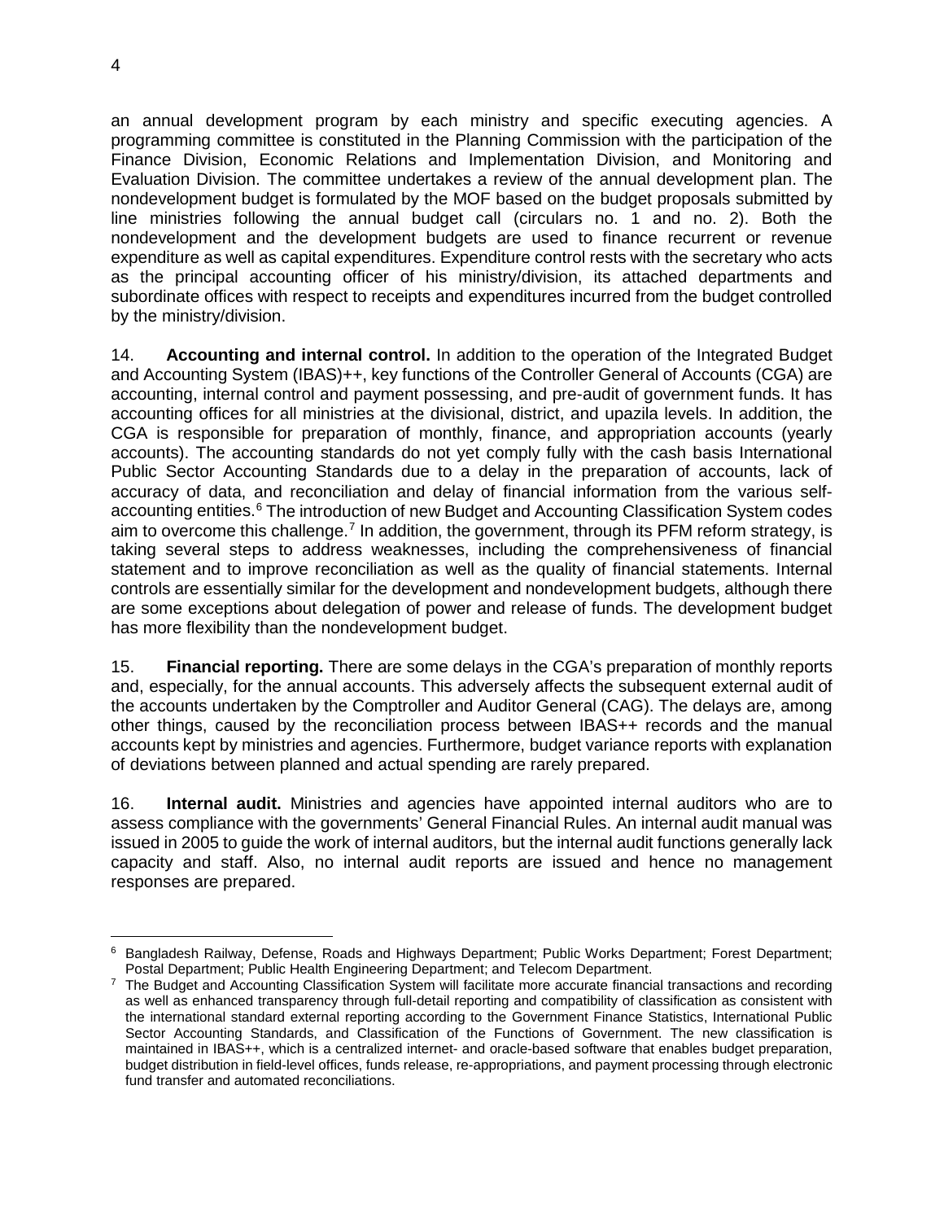an annual development program by each ministry and specific executing agencies. A programming committee is constituted in the Planning Commission with the participation of the Finance Division, Economic Relations and Implementation Division, and Monitoring and Evaluation Division. The committee undertakes a review of the annual development plan. The nondevelopment budget is formulated by the MOF based on the budget proposals submitted by line ministries following the annual budget call (circulars no. 1 and no. 2). Both the nondevelopment and the development budgets are used to finance recurrent or revenue expenditure as well as capital expenditures. Expenditure control rests with the secretary who acts as the principal accounting officer of his ministry/division, its attached departments and subordinate offices with respect to receipts and expenditures incurred from the budget controlled by the ministry/division.

14. **Accounting and internal control.** In addition to the operation of the Integrated Budget and Accounting System (IBAS)++, key functions of the Controller General of Accounts (CGA) are accounting, internal control and payment possessing, and pre-audit of government funds. It has accounting offices for all ministries at the divisional, district, and upazila levels. In addition, the CGA is responsible for preparation of monthly, finance, and appropriation accounts (yearly accounts). The accounting standards do not yet comply fully with the cash basis International Public Sector Accounting Standards due to a delay in the preparation of accounts, lack of accuracy of data, and reconciliation and delay of financial information from the various self-accounting entities.[6] The introduction of new Budget and Accounting Classification System codes aim to overcome this challenge.[7] In addition, the government, through its PFM reform strategy, is taking several steps to address weaknesses, including the comprehensiveness of financial statement and to improve reconciliation as well as the quality of financial statements. Internal controls are essentially similar for the development and nondevelopment budgets, although there are some exceptions about delegation of power and release of funds. The development budget has more flexibility than the nondevelopment budget.

15. **Financial reporting.** There are some delays in the CGA's preparation of monthly reports and, especially, for the annual accounts. This adversely affects the subsequent external audit of the accounts undertaken by the Comptroller and Auditor General (CAG). The delays are, among other things, caused by the reconciliation process between IBAS++ records and the manual accounts kept by ministries and agencies. Furthermore, budget variance reports with explanation of deviations between planned and actual spending are rarely prepared.

16. **Internal audit.** Ministries and agencies have appointed internal auditors who are to assess compliance with the governments' General Financial Rules. An internal audit manual was issued in 2005 to guide the work of internal auditors, but the internal audit functions generally lack capacity and staff. Also, no internal audit reports are issued and hence no management responses are prepared.

---

[6] Bangladesh Railway, Defense, Roads and Highways Department; Public Works Department; Forest Department; Postal Department; Public Health Engineering Department; and Telecom Department.

[7] The Budget and Accounting Classification System will facilitate more accurate financial transactions and recording as well as enhanced transparency through full-detail reporting and compatibility of classification as consistent with the international standard external reporting according to the Government Finance Statistics, International Public Sector Accounting Standards, and Classification of the Functions of Government. The new classification is maintained in IBAS++, which is a centralized internet- and oracle-based software that enables budget preparation, budget distribution in field-level offices, funds release, re-appropriations, and payment processing through electronic fund transfer and automated reconciliations.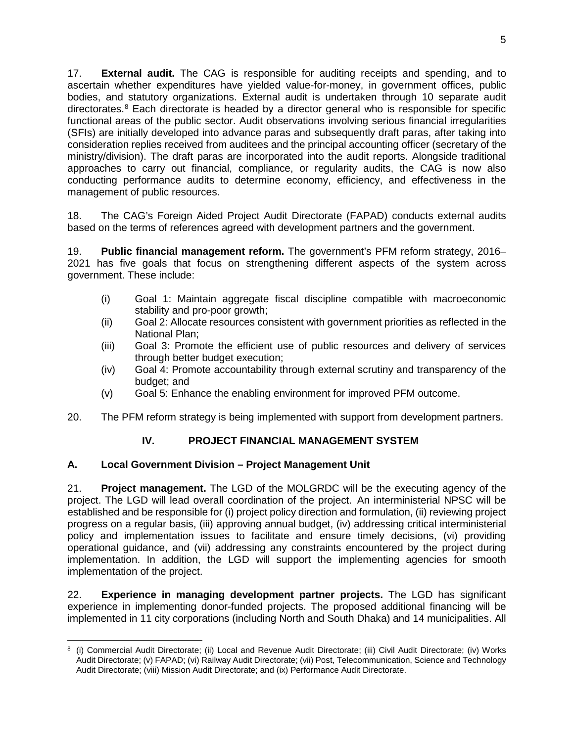17. **External audit.** The CAG is responsible for auditing receipts and spending, and to ascertain whether expenditures have yielded value-for-money, in government offices, public bodies, and statutory organizations. External audit is undertaken through 10 separate audit directorates.[8] Each directorate is headed by a director general who is responsible for specific functional areas of the public sector. Audit observations involving serious financial irregularities (SFIs) are initially developed into advance paras and subsequently draft paras, after taking into consideration replies received from auditees and the principal accounting officer (secretary of the ministry/division). The draft paras are incorporated into the audit reports. Alongside traditional approaches to carry out financial, compliance, or regularity audits, the CAG is now also conducting performance audits to determine economy, efficiency, and effectiveness in the management of public resources.

18. The CAG's Foreign Aided Project Audit Directorate (FAPAD) conducts external audits based on the terms of references agreed with development partners and the government.

19. **Public financial management reform.** The government's PFM reform strategy, 2016–2021 has five goals that focus on strengthening different aspects of the system across government. These include:

(i) Goal 1: Maintain aggregate fiscal discipline compatible with macroeconomic stability and pro-poor growth;
(ii) Goal 2: Allocate resources consistent with government priorities as reflected in the National Plan;
(iii) Goal 3: Promote the efficient use of public resources and delivery of services through better budget execution;
(iv) Goal 4: Promote accountability through external scrutiny and transparency of the budget; and
(v) Goal 5: Enhance the enabling environment for improved PFM outcome.

20. The PFM reform strategy is being implemented with support from development partners.

## IV. PROJECT FINANCIAL MANAGEMENT SYSTEM

### A. Local Government Division – Project Management Unit

21. **Project management.** The LGD of the MOLGRDC will be the executing agency of the project. The LGD will lead overall coordination of the project. An interministerial NPSC will be established and be responsible for (i) project policy direction and formulation, (ii) reviewing project progress on a regular basis, (iii) approving annual budget, (iv) addressing critical interministerial policy and implementation issues to facilitate and ensure timely decisions, (vi) providing operational guidance, and (vii) addressing any constraints encountered by the project during implementation. In addition, the LGD will support the implementing agencies for smooth implementation of the project.

22. **Experience in managing development partner projects.** The LGD has significant experience in implementing donor-funded projects. The proposed additional financing will be implemented in 11 city corporations (including North and South Dhaka) and 14 municipalities. All

[8] (i) Commercial Audit Directorate; (ii) Local and Revenue Audit Directorate; (iii) Civil Audit Directorate; (iv) Works Audit Directorate; (v) FAPAD; (vi) Railway Audit Directorate; (vii) Post, Telecommunication, Science and Technology Audit Directorate; (viii) Mission Audit Directorate; and (ix) Performance Audit Directorate.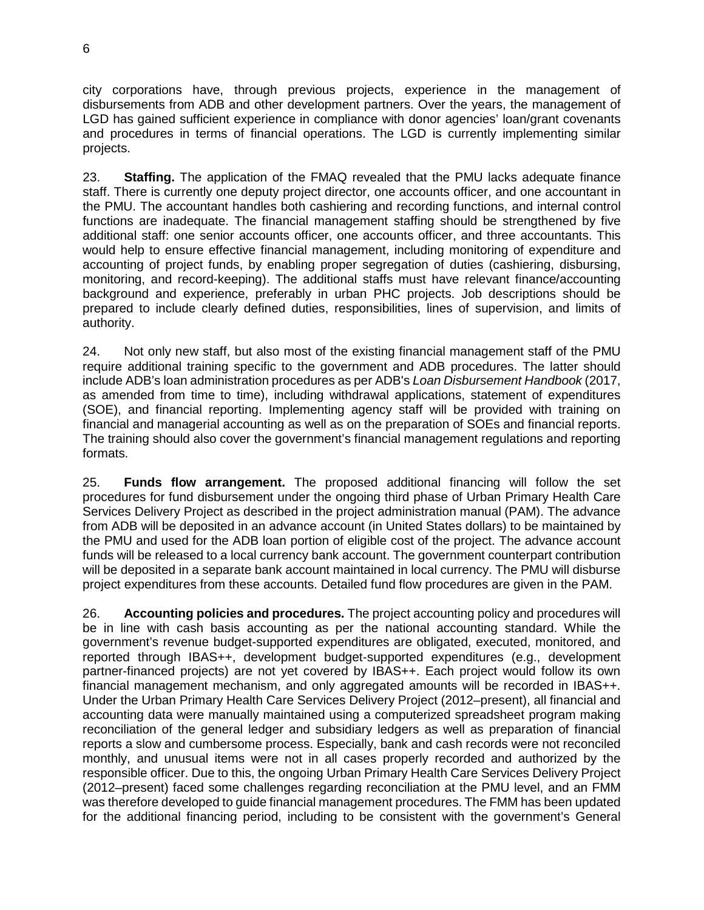city corporations have, through previous projects, experience in the management of disbursements from ADB and other development partners. Over the years, the management of LGD has gained sufficient experience in compliance with donor agencies' loan/grant covenants and procedures in terms of financial operations. The LGD is currently implementing similar projects.

23. **Staffing.** The application of the FMAQ revealed that the PMU lacks adequate finance staff. There is currently one deputy project director, one accounts officer, and one accountant in the PMU. The accountant handles both cashiering and recording functions, and internal control functions are inadequate. The financial management staffing should be strengthened by five additional staff: one senior accounts officer, one accounts officer, and three accountants. This would help to ensure effective financial management, including monitoring of expenditure and accounting of project funds, by enabling proper segregation of duties (cashiering, disbursing, monitoring, and record-keeping). The additional staffs must have relevant finance/accounting background and experience, preferably in urban PHC projects. Job descriptions should be prepared to include clearly defined duties, responsibilities, lines of supervision, and limits of authority.

24. Not only new staff, but also most of the existing financial management staff of the PMU require additional training specific to the government and ADB procedures. The latter should include ADB's loan administration procedures as per ADB's *Loan Disbursement Handbook* (2017, as amended from time to time), including withdrawal applications, statement of expenditures (SOE), and financial reporting. Implementing agency staff will be provided with training on financial and managerial accounting as well as on the preparation of SOEs and financial reports. The training should also cover the government's financial management regulations and reporting formats.

25. **Funds flow arrangement.** The proposed additional financing will follow the set procedures for fund disbursement under the ongoing third phase of Urban Primary Health Care Services Delivery Project as described in the project administration manual (PAM). The advance from ADB will be deposited in an advance account (in United States dollars) to be maintained by the PMU and used for the ADB loan portion of eligible cost of the project. The advance account funds will be released to a local currency bank account. The government counterpart contribution will be deposited in a separate bank account maintained in local currency. The PMU will disburse project expenditures from these accounts. Detailed fund flow procedures are given in the PAM.

26. **Accounting policies and procedures.** The project accounting policy and procedures will be in line with cash basis accounting as per the national accounting standard. While the government's revenue budget-supported expenditures are obligated, executed, monitored, and reported through IBAS++, development budget-supported expenditures (e.g., development partner-financed projects) are not yet covered by IBAS++. Each project would follow its own financial management mechanism, and only aggregated amounts will be recorded in IBAS++. Under the Urban Primary Health Care Services Delivery Project (2012–present), all financial and accounting data were manually maintained using a computerized spreadsheet program making reconciliation of the general ledger and subsidiary ledgers as well as preparation of financial reports a slow and cumbersome process. Especially, bank and cash records were not reconciled monthly, and unusual items were not in all cases properly recorded and authorized by the responsible officer. Due to this, the ongoing Urban Primary Health Care Services Delivery Project (2012–present) faced some challenges regarding reconciliation at the PMU level, and an FMM was therefore developed to guide financial management procedures. The FMM has been updated for the additional financing period, including to be consistent with the government's General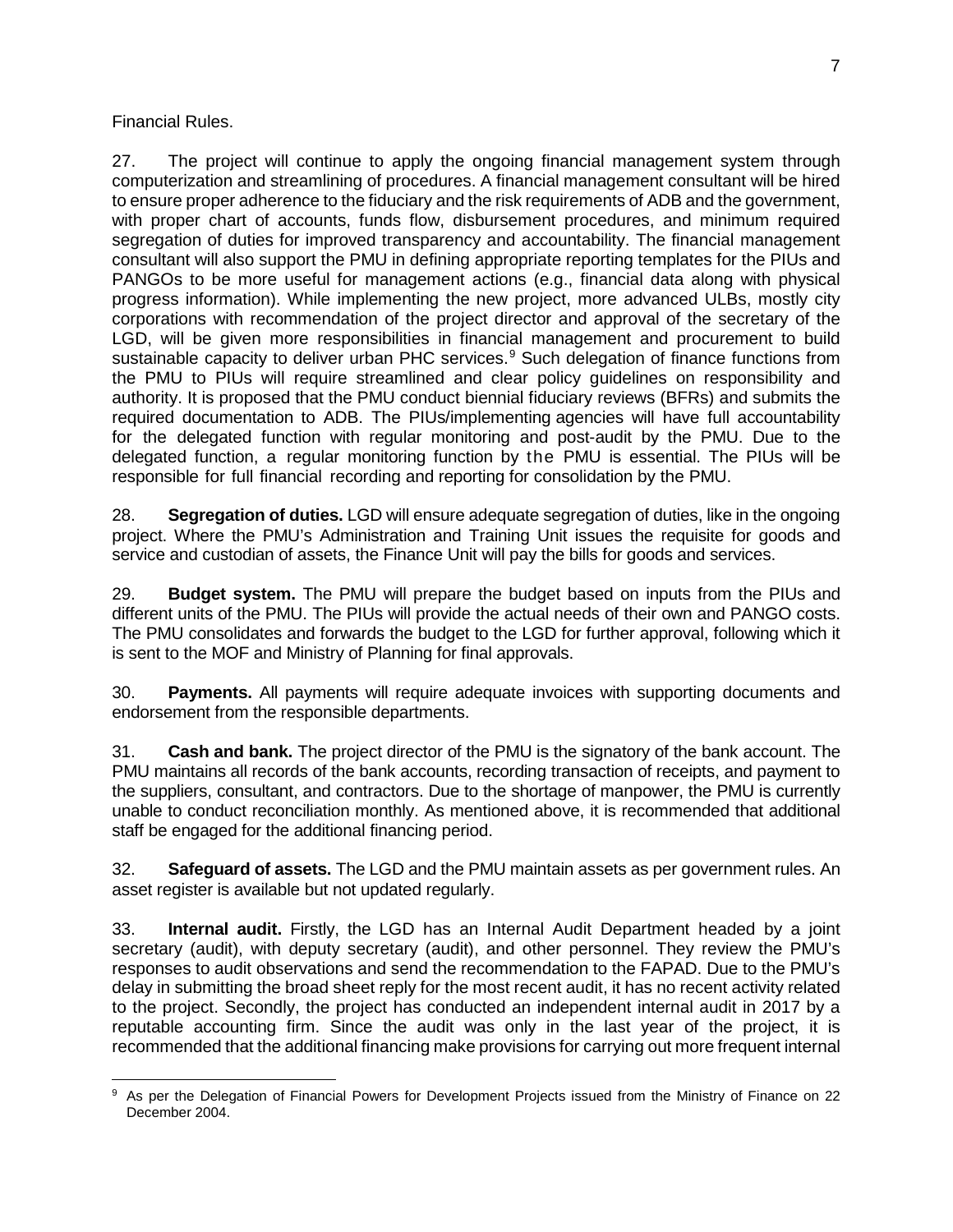Financial Rules.

27. The project will continue to apply the ongoing financial management system through computerization and streamlining of procedures. A financial management consultant will be hired to ensure proper adherence to the fiduciary and the risk requirements of ADB and the government, with proper chart of accounts, funds flow, disbursement procedures, and minimum required segregation of duties for improved transparency and accountability. The financial management consultant will also support the PMU in defining appropriate reporting templates for the PIUs and PANGOs to be more useful for management actions (e.g., financial data along with physical progress information). While implementing the new project, more advanced ULBs, mostly city corporations with recommendation of the project director and approval of the secretary of the LGD, will be given more responsibilities in financial management and procurement to build sustainable capacity to deliver urban PHC services.[9] Such delegation of finance functions from the PMU to PIUs will require streamlined and clear policy guidelines on responsibility and authority. It is proposed that the PMU conduct biennial fiduciary reviews (BFRs) and submits the required documentation to ADB. The PIUs/implementing agencies will have full accountability for the delegated function with regular monitoring and post-audit by the PMU. Due to the delegated function, a regular monitoring function by the PMU is essential. The PIUs will be responsible for full financial recording and reporting for consolidation by the PMU.

28. **Segregation of duties.** LGD will ensure adequate segregation of duties, like in the ongoing project. Where the PMU's Administration and Training Unit issues the requisite for goods and service and custodian of assets, the Finance Unit will pay the bills for goods and services.

29. **Budget system.** The PMU will prepare the budget based on inputs from the PIUs and different units of the PMU. The PIUs will provide the actual needs of their own and PANGO costs. The PMU consolidates and forwards the budget to the LGD for further approval, following which it is sent to the MOF and Ministry of Planning for final approvals.

30. **Payments.** All payments will require adequate invoices with supporting documents and endorsement from the responsible departments.

31. **Cash and bank.** The project director of the PMU is the signatory of the bank account. The PMU maintains all records of the bank accounts, recording transaction of receipts, and payment to the suppliers, consultant, and contractors. Due to the shortage of manpower, the PMU is currently unable to conduct reconciliation monthly. As mentioned above, it is recommended that additional staff be engaged for the additional financing period.

32. **Safeguard of assets.** The LGD and the PMU maintain assets as per government rules. An asset register is available but not updated regularly.

33. **Internal audit.** Firstly, the LGD has an Internal Audit Department headed by a joint secretary (audit), with deputy secretary (audit), and other personnel. They review the PMU's responses to audit observations and send the recommendation to the FAPAD. Due to the PMU's delay in submitting the broad sheet reply for the most recent audit, it has no recent activity related to the project. Secondly, the project has conducted an independent internal audit in 2017 by a reputable accounting firm. Since the audit was only in the last year of the project, it is recommended that the additional financing make provisions for carrying out more frequent internal

[9] As per the Delegation of Financial Powers for Development Projects issued from the Ministry of Finance on 22 December 2004.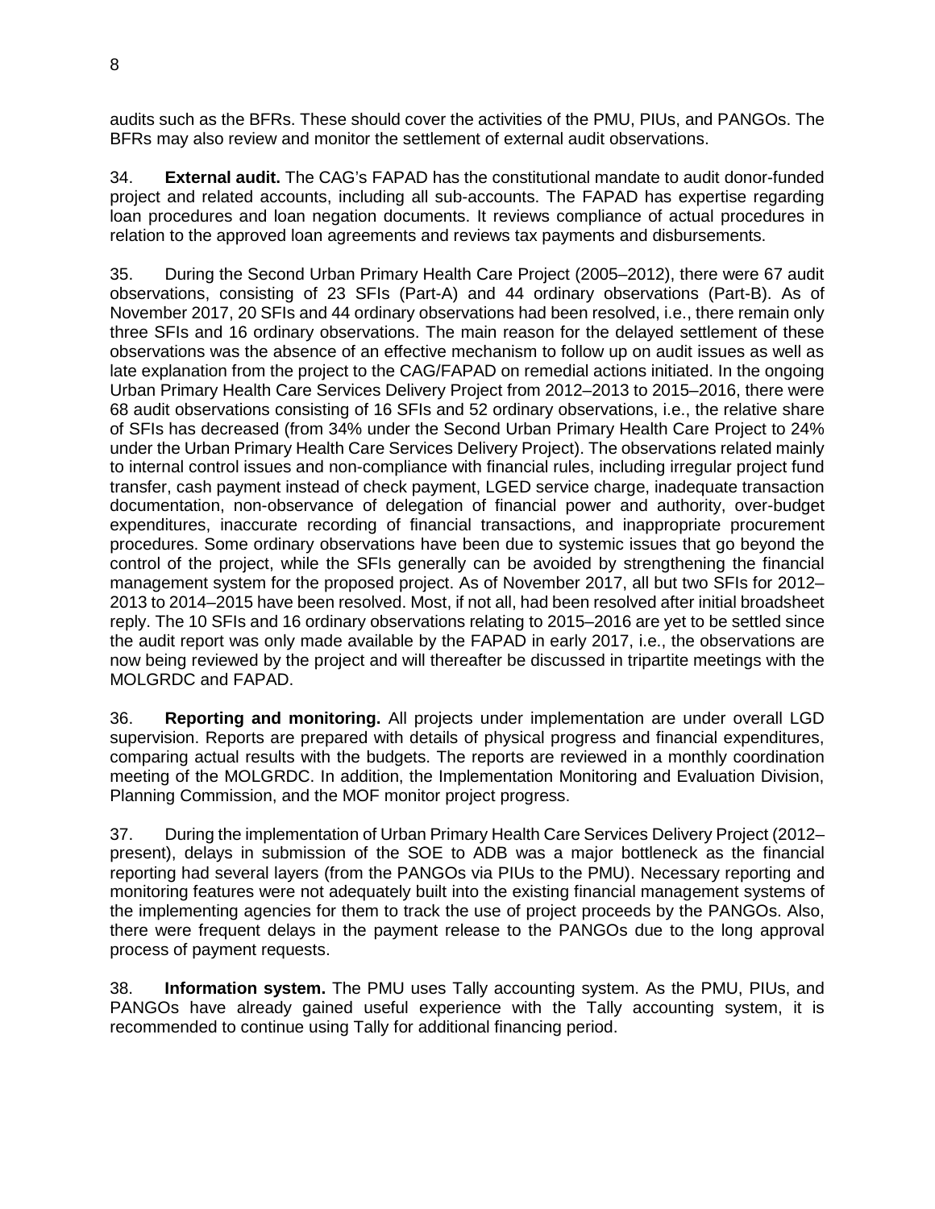audits such as the BFRs. These should cover the activities of the PMU, PIUs, and PANGOs. The BFRs may also review and monitor the settlement of external audit observations.

34. **External audit.** The CAG's FAPAD has the constitutional mandate to audit donor-funded project and related accounts, including all sub-accounts. The FAPAD has expertise regarding loan procedures and loan negation documents. It reviews compliance of actual procedures in relation to the approved loan agreements and reviews tax payments and disbursements.

35. During the Second Urban Primary Health Care Project (2005–2012), there were 67 audit observations, consisting of 23 SFIs (Part-A) and 44 ordinary observations (Part-B). As of November 2017, 20 SFIs and 44 ordinary observations had been resolved, i.e., there remain only three SFIs and 16 ordinary observations. The main reason for the delayed settlement of these observations was the absence of an effective mechanism to follow up on audit issues as well as late explanation from the project to the CAG/FAPAD on remedial actions initiated. In the ongoing Urban Primary Health Care Services Delivery Project from 2012–2013 to 2015–2016, there were 68 audit observations consisting of 16 SFIs and 52 ordinary observations, i.e., the relative share of SFIs has decreased (from 34% under the Second Urban Primary Health Care Project to 24% under the Urban Primary Health Care Services Delivery Project). The observations related mainly to internal control issues and non-compliance with financial rules, including irregular project fund transfer, cash payment instead of check payment, LGED service charge, inadequate transaction documentation, non-observance of delegation of financial power and authority, over-budget expenditures, inaccurate recording of financial transactions, and inappropriate procurement procedures. Some ordinary observations have been due to systemic issues that go beyond the control of the project, while the SFIs generally can be avoided by strengthening the financial management system for the proposed project. As of November 2017, all but two SFIs for 2012–2013 to 2014–2015 have been resolved. Most, if not all, had been resolved after initial broadsheet reply. The 10 SFIs and 16 ordinary observations relating to 2015–2016 are yet to be settled since the audit report was only made available by the FAPAD in early 2017, i.e., the observations are now being reviewed by the project and will thereafter be discussed in tripartite meetings with the MOLGRDC and FAPAD.

36. **Reporting and monitoring.** All projects under implementation are under overall LGD supervision. Reports are prepared with details of physical progress and financial expenditures, comparing actual results with the budgets. The reports are reviewed in a monthly coordination meeting of the MOLGRDC. In addition, the Implementation Monitoring and Evaluation Division, Planning Commission, and the MOF monitor project progress.

37. During the implementation of Urban Primary Health Care Services Delivery Project (2012–present), delays in submission of the SOE to ADB was a major bottleneck as the financial reporting had several layers (from the PANGOs via PIUs to the PMU). Necessary reporting and monitoring features were not adequately built into the existing financial management systems of the implementing agencies for them to track the use of project proceeds by the PANGOs. Also, there were frequent delays in the payment release to the PANGOs due to the long approval process of payment requests.

38. **Information system.** The PMU uses Tally accounting system. As the PMU, PIUs, and PANGOs have already gained useful experience with the Tally accounting system, it is recommended to continue using Tally for additional financing period.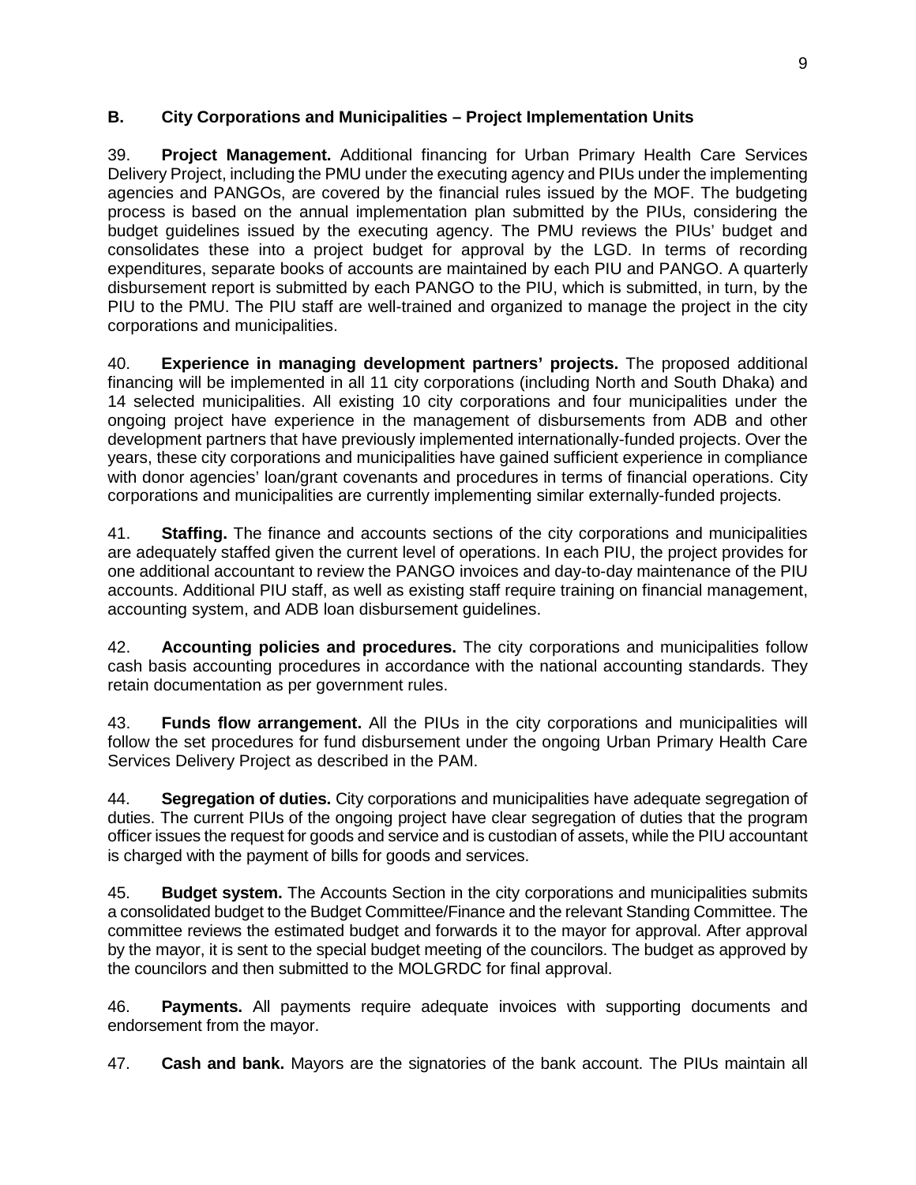## B. City Corporations and Municipalities – Project Implementation Units

39. **Project Management.** Additional financing for Urban Primary Health Care Services Delivery Project, including the PMU under the executing agency and PIUs under the implementing agencies and PANGOs, are covered by the financial rules issued by the MOF. The budgeting process is based on the annual implementation plan submitted by the PIUs, considering the budget guidelines issued by the executing agency. The PMU reviews the PIUs' budget and consolidates these into a project budget for approval by the LGD. In terms of recording expenditures, separate books of accounts are maintained by each PIU and PANGO. A quarterly disbursement report is submitted by each PANGO to the PIU, which is submitted, in turn, by the PIU to the PMU. The PIU staff are well-trained and organized to manage the project in the city corporations and municipalities.

40. **Experience in managing development partners' projects.** The proposed additional financing will be implemented in all 11 city corporations (including North and South Dhaka) and 14 selected municipalities. All existing 10 city corporations and four municipalities under the ongoing project have experience in the management of disbursements from ADB and other development partners that have previously implemented internationally-funded projects. Over the years, these city corporations and municipalities have gained sufficient experience in compliance with donor agencies' loan/grant covenants and procedures in terms of financial operations. City corporations and municipalities are currently implementing similar externally-funded projects.

41. **Staffing.** The finance and accounts sections of the city corporations and municipalities are adequately staffed given the current level of operations. In each PIU, the project provides for one additional accountant to review the PANGO invoices and day-to-day maintenance of the PIU accounts. Additional PIU staff, as well as existing staff require training on financial management, accounting system, and ADB loan disbursement guidelines.

42. **Accounting policies and procedures.** The city corporations and municipalities follow cash basis accounting procedures in accordance with the national accounting standards. They retain documentation as per government rules.

43. **Funds flow arrangement.** All the PIUs in the city corporations and municipalities will follow the set procedures for fund disbursement under the ongoing Urban Primary Health Care Services Delivery Project as described in the PAM.

44. **Segregation of duties.** City corporations and municipalities have adequate segregation of duties. The current PIUs of the ongoing project have clear segregation of duties that the program officer issues the request for goods and service and is custodian of assets, while the PIU accountant is charged with the payment of bills for goods and services.

45. **Budget system.** The Accounts Section in the city corporations and municipalities submits a consolidated budget to the Budget Committee/Finance and the relevant Standing Committee. The committee reviews the estimated budget and forwards it to the mayor for approval. After approval by the mayor, it is sent to the special budget meeting of the councilors. The budget as approved by the councilors and then submitted to the MOLGRDC for final approval.

46. **Payments.** All payments require adequate invoices with supporting documents and endorsement from the mayor.

47. **Cash and bank.** Mayors are the signatories of the bank account. The PIUs maintain all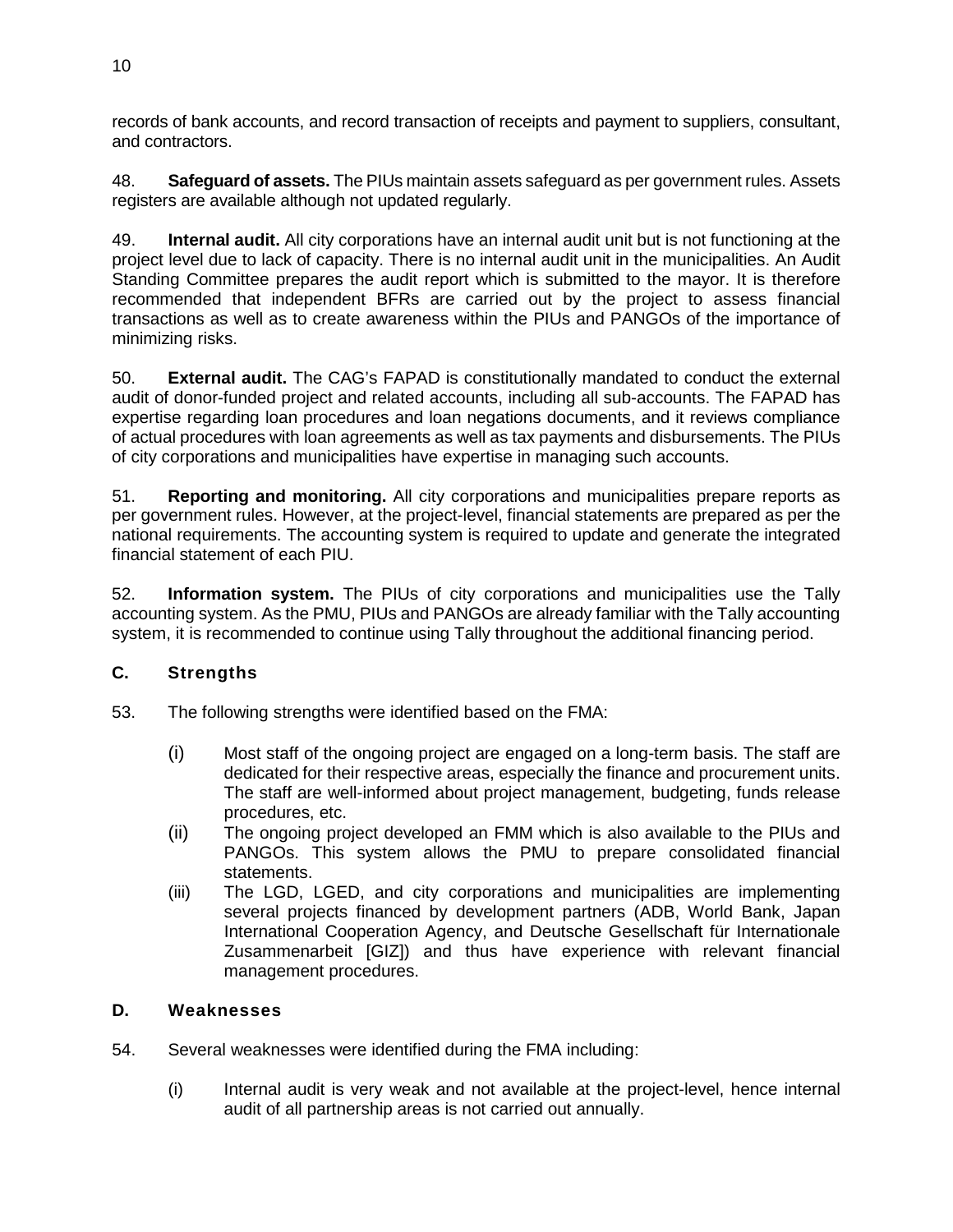records of bank accounts, and record transaction of receipts and payment to suppliers, consultant, and contractors.

48. **Safeguard of assets.** The PIUs maintain assets safeguard as per government rules. Assets registers are available although not updated regularly.

49. **Internal audit.** All city corporations have an internal audit unit but is not functioning at the project level due to lack of capacity. There is no internal audit unit in the municipalities. An Audit Standing Committee prepares the audit report which is submitted to the mayor. It is therefore recommended that independent BFRs are carried out by the project to assess financial transactions as well as to create awareness within the PIUs and PANGOs of the importance of minimizing risks.

50. **External audit.** The CAG's FAPAD is constitutionally mandated to conduct the external audit of donor-funded project and related accounts, including all sub-accounts. The FAPAD has expertise regarding loan procedures and loan negations documents, and it reviews compliance of actual procedures with loan agreements as well as tax payments and disbursements. The PIUs of city corporations and municipalities have expertise in managing such accounts.

51. **Reporting and monitoring.** All city corporations and municipalities prepare reports as per government rules. However, at the project-level, financial statements are prepared as per the national requirements. The accounting system is required to update and generate the integrated financial statement of each PIU.

52. **Information system.** The PIUs of city corporations and municipalities use the Tally accounting system. As the PMU, PIUs and PANGOs are already familiar with the Tally accounting system, it is recommended to continue using Tally throughout the additional financing period.

### C. Strengths

53. The following strengths were identified based on the FMA:

(i) Most staff of the ongoing project are engaged on a long-term basis. The staff are dedicated for their respective areas, especially the finance and procurement units. The staff are well-informed about project management, budgeting, funds release procedures, etc.

(ii) The ongoing project developed an FMM which is also available to the PIUs and PANGOs. This system allows the PMU to prepare consolidated financial statements.

(iii) The LGD, LGED, and city corporations and municipalities are implementing several projects financed by development partners (ADB, World Bank, Japan International Cooperation Agency, and Deutsche Gesellschaft für Internationale Zusammenarbeit [GIZ]) and thus have experience with relevant financial management procedures.

### D. Weaknesses

54. Several weaknesses were identified during the FMA including:

(i) Internal audit is very weak and not available at the project-level, hence internal audit of all partnership areas is not carried out annually.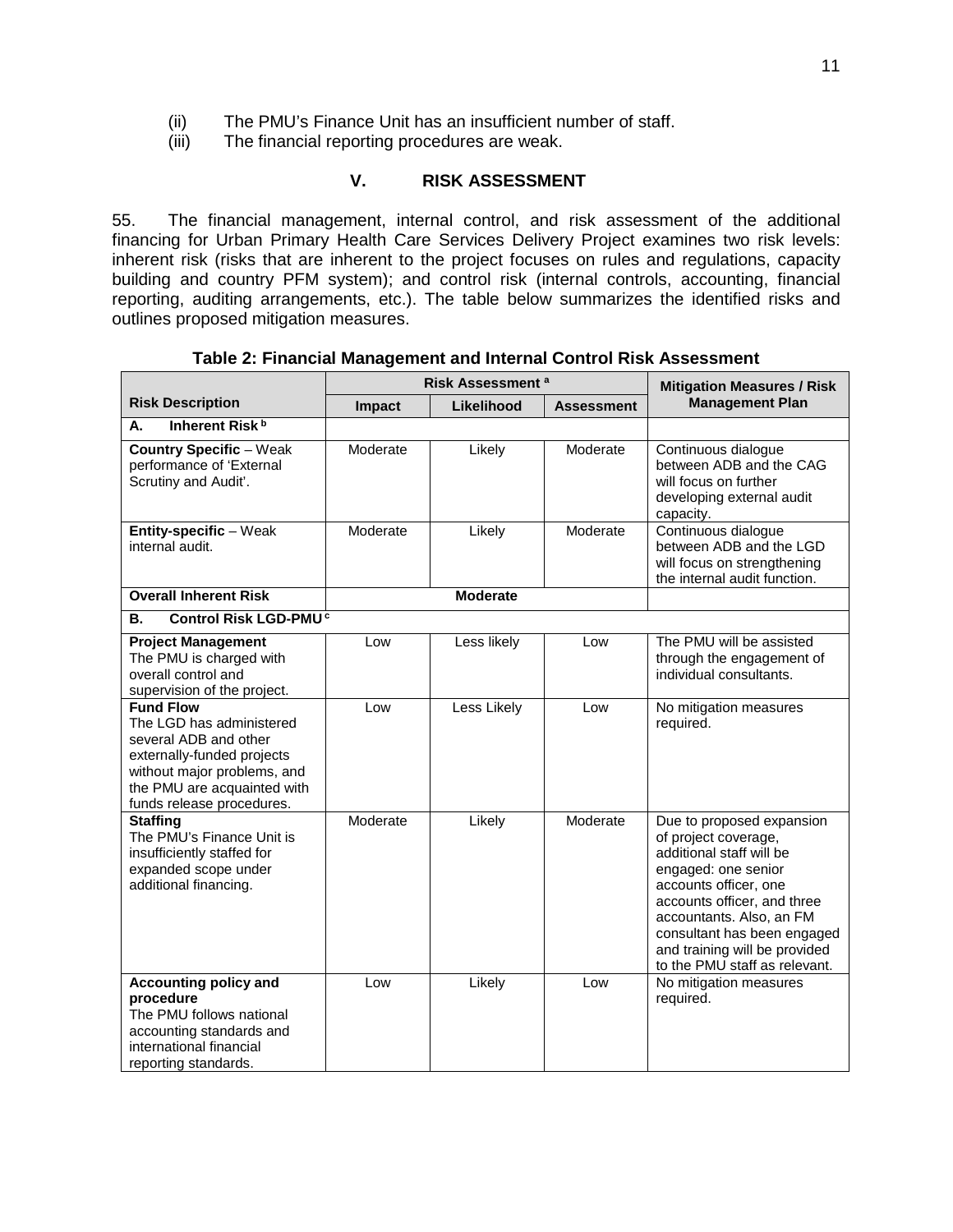(ii) The PMU's Finance Unit has an insufficient number of staff.

(iii) The financial reporting procedures are weak.

## V. RISK ASSESSMENT

55. The financial management, internal control, and risk assessment of the additional financing for Urban Primary Health Care Services Delivery Project examines two risk levels: inherent risk (risks that are inherent to the project focuses on rules and regulations, capacity building and country PFM system); and control risk (internal controls, accounting, financial reporting, auditing arrangements, etc.). The table below summarizes the identified risks and outlines proposed mitigation measures.

**Table 2: Financial Management and Internal Control Risk Assessment**

| Risk Description | Risk Assessment [a] | | | Mitigation Measures / Risk Management Plan |
|---|---|---|---|---|
| | Impact | Likelihood | Assessment | |
| **A. Inherent Risk [b]** | | | | |
| **Country Specific** – Weak performance of 'External Scrutiny and Audit'. | Moderate | Likely | Moderate | Continuous dialogue between ADB and the CAG will focus on further developing external audit capacity. |
| **Entity-specific** – Weak internal audit. | Moderate | Likely | Moderate | Continuous dialogue between ADB and the LGD will focus on strengthening the internal audit function. |
| **Overall Inherent Risk** | **Moderate** | | | |
| **B. Control Risk LGD-PMU [c]** | | | | |
| **Project Management** The PMU is charged with overall control and supervision of the project. | Low | Less likely | Low | The PMU will be assisted through the engagement of individual consultants. |
| **Fund Flow** The LGD has administered several ADB and other externally-funded projects without major problems, and the PMU are acquainted with funds release procedures. | Low | Less Likely | Low | No mitigation measures required. |
| **Staffing** The PMU's Finance Unit is insufficiently staffed for expanded scope under additional financing. | Moderate | Likely | Moderate | Due to proposed expansion of project coverage, additional staff will be engaged: one senior accounts officer, one accounts officer, and three accountants. Also, an FM consultant has been engaged and training will be provided to the PMU staff as relevant. |
| **Accounting policy and procedure** The PMU follows national accounting standards and international financial reporting standards. | Low | Likely | Low | No mitigation measures required. |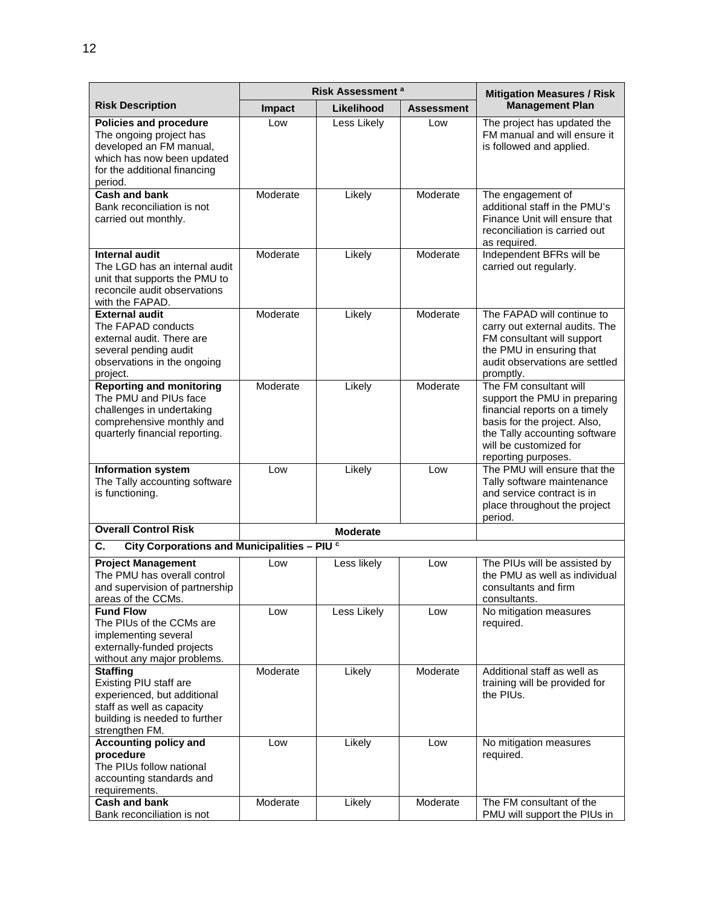| Risk Description | Risk Assessment [a] | | | Mitigation Measures / Risk Management Plan |
|---|---|---|---|---|
| | Impact | Likelihood | Assessment | |
| **Policies and procedure** The ongoing project has developed an FM manual, which has now been updated for the additional financing period. | Low | Less Likely | Low | The project has updated the FM manual and will ensure it is followed and applied. |
| **Cash and bank** Bank reconciliation is not carried out monthly. | Moderate | Likely | Moderate | The engagement of additional staff in the PMU's Finance Unit will ensure that reconciliation is carried out as required. |
| **Internal audit** The LGD has an internal audit unit that supports the PMU to reconcile audit observations with the FAPAD. | Moderate | Likely | Moderate | Independent BFRs will be carried out regularly. |
| **External audit** The FAPAD conducts external audit. There are several pending audit observations in the ongoing project. | Moderate | Likely | Moderate | The FAPAD will continue to carry out external audits. The FM consultant will support the PMU in ensuring that audit observations are settled promptly. |
| **Reporting and monitoring** The PMU and PIUs face challenges in undertaking comprehensive monthly and quarterly financial reporting. | Moderate | Likely | Moderate | The FM consultant will support the PMU in preparing financial reports on a timely basis for the project. Also, the Tally accounting software will be customized for reporting purposes. |
| **Information system** The Tally accounting software is functioning. | Low | Likely | Low | The PMU will ensure that the Tally software maintenance and service contract is in place throughout the project period. |
| **Overall Control Risk** | | **Moderate** | | |
| **C. City Corporations and Municipalities – PIU [c]** | | | | |
| **Project Management** The PMU has overall control and supervision of partnership areas of the CCMs. | Low | Less likely | Low | The PIUs will be assisted by the PMU as well as individual consultants and firm consultants. |
| **Fund Flow** The PIUs of the CCMs are implementing several externally-funded projects without any major problems. | Low | Less Likely | Low | No mitigation measures required. |
| **Staffing** Existing PIU staff are experienced, but additional staff as well as capacity building is needed to further strengthen FM. | Moderate | Likely | Moderate | Additional staff as well as training will be provided for the PIUs. |
| **Accounting policy and procedure** The PIUs follow national accounting standards and requirements. | Low | Likely | Low | No mitigation measures required. |
| **Cash and bank** Bank reconciliation is not | Moderate | Likely | Moderate | The FM consultant of the PMU will support the PIUs in |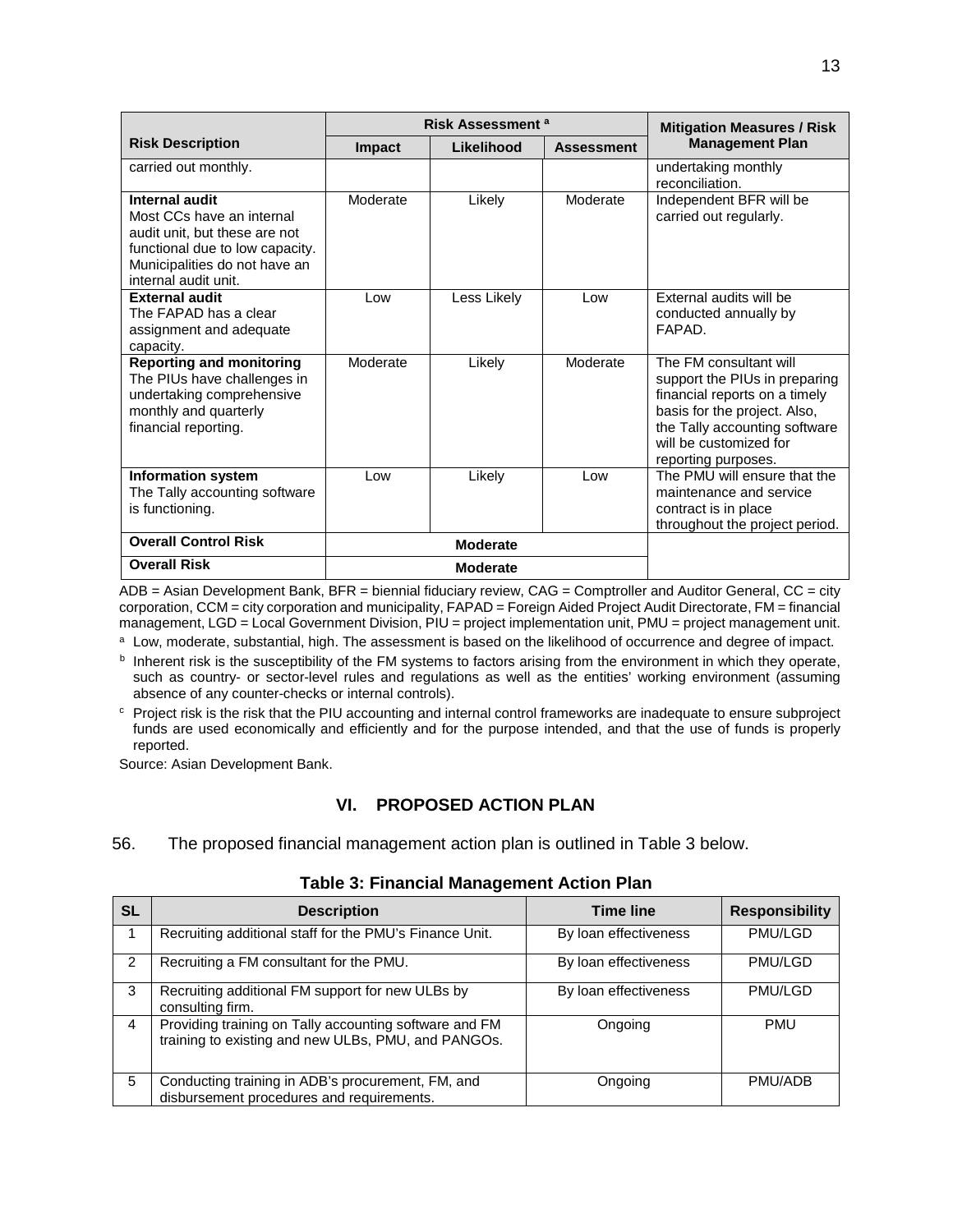| Risk Description | Risk Assessment [a] | | | Mitigation Measures / Risk Management Plan |
|---|---|---|---|---|
| | Impact | Likelihood | Assessment | |
| carried out monthly. | | | | undertaking monthly reconciliation. |
| **Internal audit** Most CCs have an internal audit unit, but these are not functional due to low capacity. Municipalities do not have an internal audit unit. | Moderate | Likely | Moderate | Independent BFR will be carried out regularly. |
| **External audit** The FAPAD has a clear assignment and adequate capacity. | Low | Less Likely | Low | External audits will be conducted annually by FAPAD. |
| **Reporting and monitoring** The PIUs have challenges in undertaking comprehensive monthly and quarterly financial reporting. | Moderate | Likely | Moderate | The FM consultant will support the PIUs in preparing financial reports on a timely basis for the project. Also, the Tally accounting software will be customized for reporting purposes. |
| **Information system** The Tally accounting software is functioning. | Low | Likely | Low | The PMU will ensure that the maintenance and service contract is in place throughout the project period. |
| **Overall Control Risk** | **Moderate** | | | |
| **Overall Risk** | **Moderate** | | | |

ADB = Asian Development Bank, BFR = biennial fiduciary review, CAG = Comptroller and Auditor General, CC = city corporation, CCM = city corporation and municipality, FAPAD = Foreign Aided Project Audit Directorate, FM = financial management, LGD = Local Government Division, PIU = project implementation unit, PMU = project management unit.

[a] Low, moderate, substantial, high. The assessment is based on the likelihood of occurrence and degree of impact.

[b] Inherent risk is the susceptibility of the FM systems to factors arising from the environment in which they operate, such as country- or sector-level rules and regulations as well as the entities' working environment (assuming absence of any counter-checks or internal controls).

[c] Project risk is the risk that the PIU accounting and internal control frameworks are inadequate to ensure subproject funds are used economically and efficiently and for the purpose intended, and that the use of funds is properly reported.

Source: Asian Development Bank.

## VI. PROPOSED ACTION PLAN

56. The proposed financial management action plan is outlined in Table 3 below.

**Table 3: Financial Management Action Plan**

| SL | Description | Time line | Responsibility |
|---|---|---|---|
| 1 | Recruiting additional staff for the PMU's Finance Unit. | By loan effectiveness | PMU/LGD |
| 2 | Recruiting a FM consultant for the PMU. | By loan effectiveness | PMU/LGD |
| 3 | Recruiting additional FM support for new ULBs by consulting firm. | By loan effectiveness | PMU/LGD |
| 4 | Providing training on Tally accounting software and FM training to existing and new ULBs, PMU, and PANGOs. | Ongoing | PMU |
| 5 | Conducting training in ADB's procurement, FM, and disbursement procedures and requirements. | Ongoing | PMU/ADB |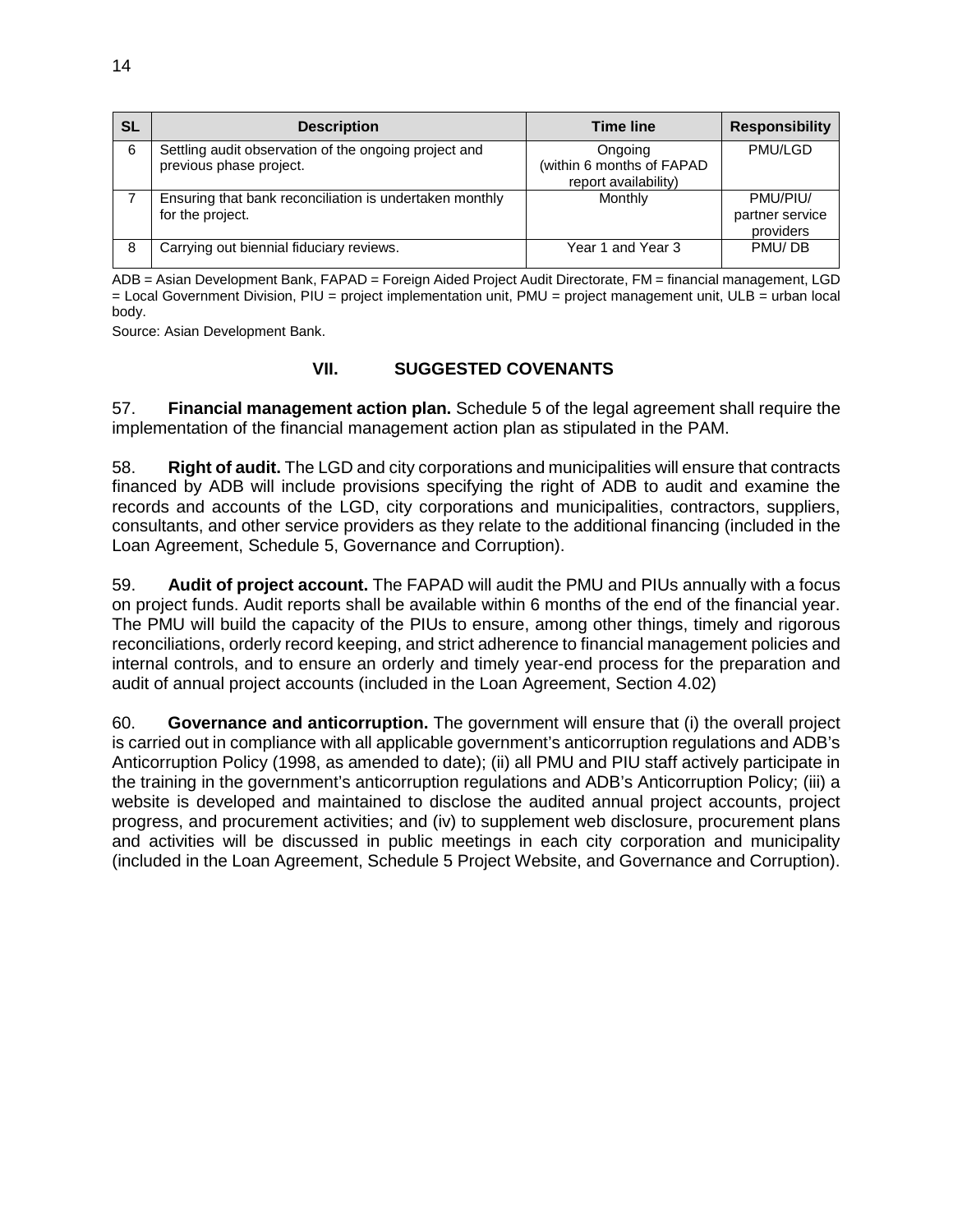| SL | Description | Time line | Responsibility |
| --- | --- | --- | --- |
| 6 | Settling audit observation of the ongoing project and previous phase project. | Ongoing (within 6 months of FAPAD report availability) | PMU/LGD |
| 7 | Ensuring that bank reconciliation is undertaken monthly for the project. | Monthly | PMU/PIU/ partner service providers |
| 8 | Carrying out biennial fiduciary reviews. | Year 1 and Year 3 | PMU/ DB |

ADB = Asian Development Bank, FAPAD = Foreign Aided Project Audit Directorate, FM = financial management, LGD = Local Government Division, PIU = project implementation unit, PMU = project management unit, ULB = urban local body.

Source: Asian Development Bank.

## VII. SUGGESTED COVENANTS

57. **Financial management action plan.** Schedule 5 of the legal agreement shall require the implementation of the financial management action plan as stipulated in the PAM.

58. **Right of audit.** The LGD and city corporations and municipalities will ensure that contracts financed by ADB will include provisions specifying the right of ADB to audit and examine the records and accounts of the LGD, city corporations and municipalities, contractors, suppliers, consultants, and other service providers as they relate to the additional financing (included in the Loan Agreement, Schedule 5, Governance and Corruption).

59. **Audit of project account.** The FAPAD will audit the PMU and PIUs annually with a focus on project funds. Audit reports shall be available within 6 months of the end of the financial year. The PMU will build the capacity of the PIUs to ensure, among other things, timely and rigorous reconciliations, orderly record keeping, and strict adherence to financial management policies and internal controls, and to ensure an orderly and timely year-end process for the preparation and audit of annual project accounts (included in the Loan Agreement, Section 4.02)

60. **Governance and anticorruption.** The government will ensure that (i) the overall project is carried out in compliance with all applicable government's anticorruption regulations and ADB's Anticorruption Policy (1998, as amended to date); (ii) all PMU and PIU staff actively participate in the training in the government's anticorruption regulations and ADB's Anticorruption Policy; (iii) a website is developed and maintained to disclose the audited annual project accounts, project progress, and procurement activities; and (iv) to supplement web disclosure, procurement plans and activities will be discussed in public meetings in each city corporation and municipality (included in the Loan Agreement, Schedule 5 Project Website, and Governance and Corruption).